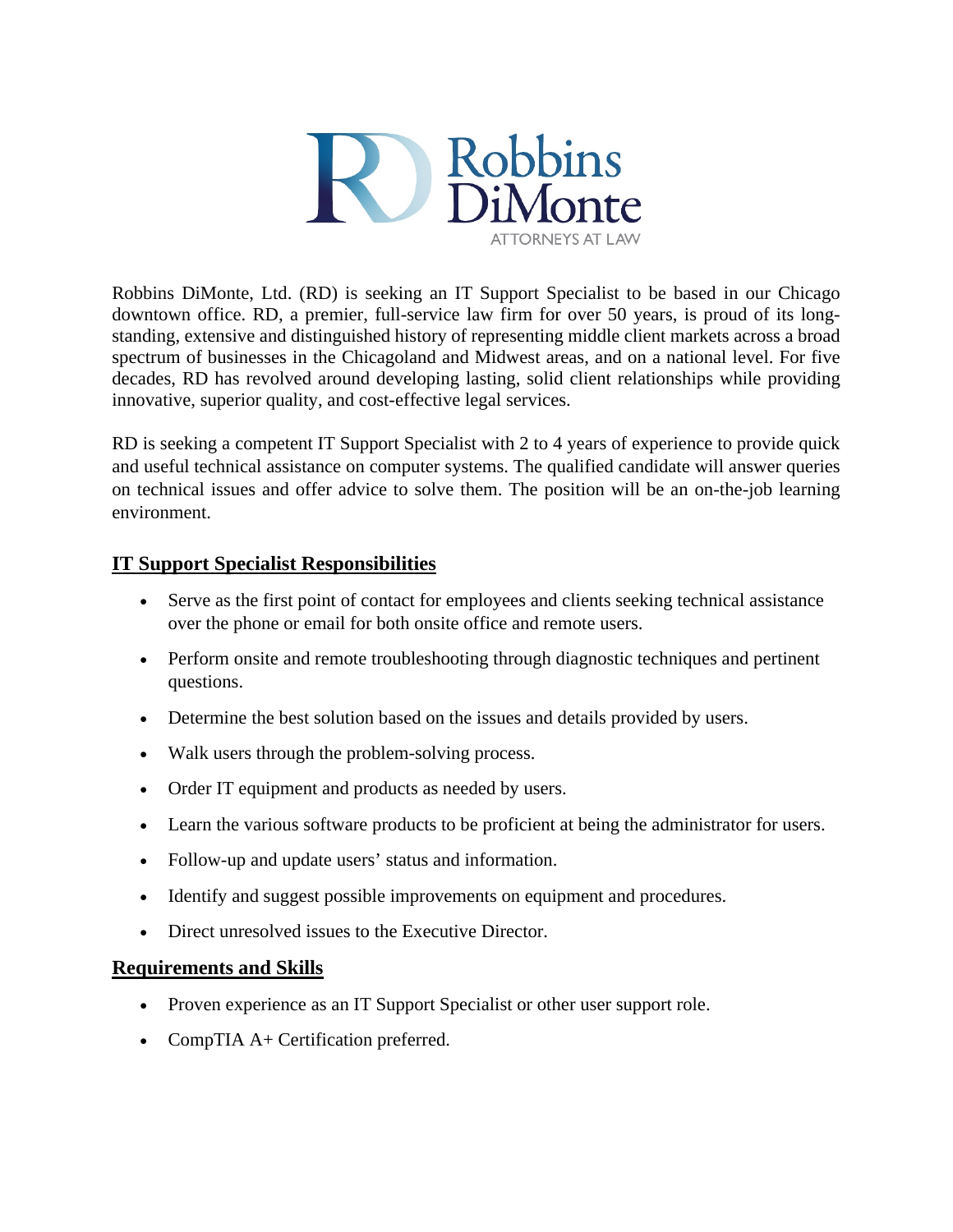Robbins DiMonte

ATTORNEYS AT LAW

Robbins DiMonte, Ltd. (RD) is seeking an IT Support Specialist to be based in our Chicago downtown office. RD, a premier, full-service law firm for over 50 years, is proud of its long-standing, extensive and distinguished history of representing middle client markets across a broad spectrum of businesses in the Chicagoland and Midwest areas, and on a national level. For five decades, RD has revolved around developing lasting, solid client relationships while providing innovative, superior quality, and cost-effective legal services.

RD is seeking a competent IT Support Specialist with 2 to 4 years of experience to provide quick and useful technical assistance on computer systems. The qualified candidate will answer queries on technical issues and offer advice to solve them. The position will be an on-the-job learning environment.

## IT Support Specialist Responsibilities

- Serve as the first point of contact for employees and clients seeking technical assistance over the phone or email for both onsite office and remote users.
- Perform onsite and remote troubleshooting through diagnostic techniques and pertinent questions.
- Determine the best solution based on the issues and details provided by users.
- Walk users through the problem-solving process.
- Order IT equipment and products as needed by users.
- Learn the various software products to be proficient at being the administrator for users.
- Follow-up and update users' status and information.
- Identify and suggest possible improvements on equipment and procedures.
- Direct unresolved issues to the Executive Director.

## Requirements and Skills

- Proven experience as an IT Support Specialist or other user support role.
- CompTIA A+ Certification preferred.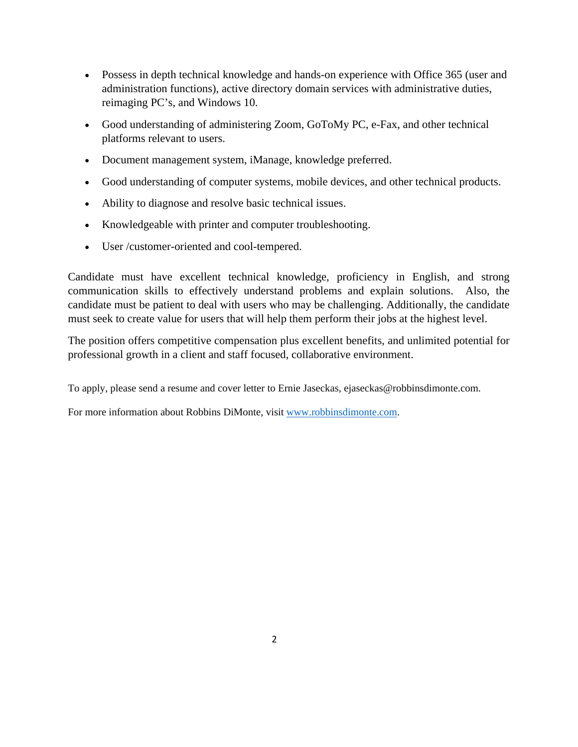- Possess in depth technical knowledge and hands-on experience with Office 365 (user and administration functions), active directory domain services with administrative duties, reimaging PC's, and Windows 10.
- Good understanding of administering Zoom, GoToMy PC, e-Fax, and other technical platforms relevant to users.
- Document management system, iManage, knowledge preferred.
- Good understanding of computer systems, mobile devices, and other technical products.
- Ability to diagnose and resolve basic technical issues.
- Knowledgeable with printer and computer troubleshooting.
- User /customer-oriented and cool-tempered.

Candidate must have excellent technical knowledge, proficiency in English, and strong communication skills to effectively understand problems and explain solutions. Also, the candidate must be patient to deal with users who may be challenging. Additionally, the candidate must seek to create value for users that will help them perform their jobs at the highest level.

The position offers competitive compensation plus excellent benefits, and unlimited potential for professional growth in a client and staff focused, collaborative environment.

To apply, please send a resume and cover letter to Ernie Jaseckas, ejaseckas@robbinsdimonte.com.

For more information about Robbins DiMonte, visit [www.robbinsdimonte.com](http://www.robbinsdimonte.com).